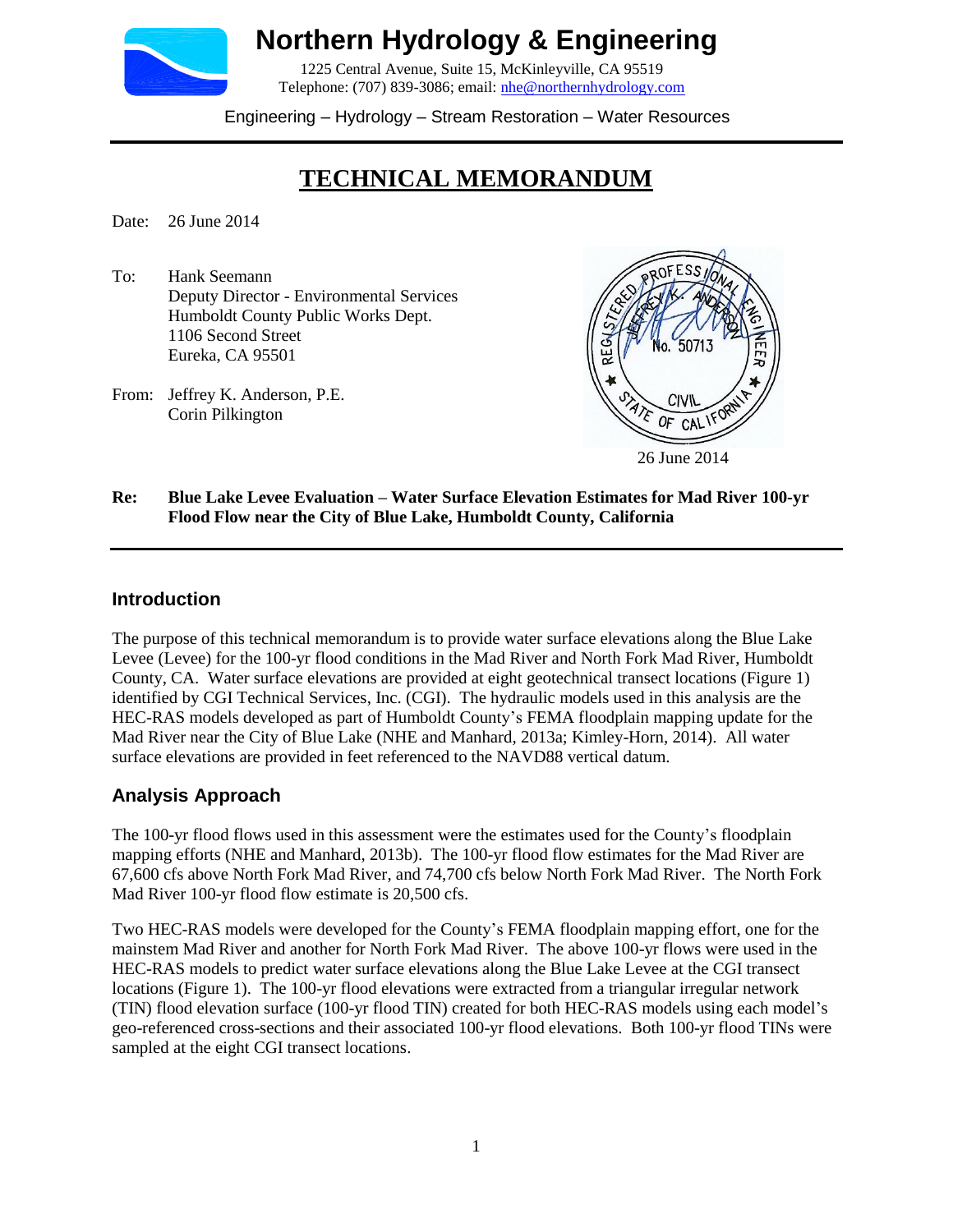# Northern Hydrology & Engineering

1225 Central Avenue, Suite 15, McKinleyville, CA 95519
Telephone: (707) 839-3086; email: nhe@northernhydrology.com

Engineering – Hydrology – Stream Restoration – Water Resources

## TECHNICAL MEMORANDUM

Date: 26 June 2014

To: Hank Seemann
Deputy Director - Environmental Services
Humboldt County Public Works Dept.
1106 Second Street
Eureka, CA 95501

From: Jeffrey K. Anderson, P.E.
Corin Pilkington

REGISTERED PROFESSIONAL ENGINEER
JEFFREY K. ANDERSON
No. 50713
CIVIL
STATE OF CALIFORNIA

26 June 2014

**Re: Blue Lake Levee Evaluation – Water Surface Elevation Estimates for Mad River 100-yr Flood Flow near the City of Blue Lake, Humboldt County, California**

### Introduction

The purpose of this technical memorandum is to provide water surface elevations along the Blue Lake Levee (Levee) for the 100-yr flood conditions in the Mad River and North Fork Mad River, Humboldt County, CA. Water surface elevations are provided at eight geotechnical transect locations (Figure 1) identified by CGI Technical Services, Inc. (CGI). The hydraulic models used in this analysis are the HEC-RAS models developed as part of Humboldt County's FEMA floodplain mapping update for the Mad River near the City of Blue Lake (NHE and Manhard, 2013a; Kimley-Horn, 2014). All water surface elevations are provided in feet referenced to the NAVD88 vertical datum.

### Analysis Approach

The 100-yr flood flows used in this assessment were the estimates used for the County's floodplain mapping efforts (NHE and Manhard, 2013b). The 100-yr flood flow estimates for the Mad River are 67,600 cfs above North Fork Mad River, and 74,700 cfs below North Fork Mad River. The North Fork Mad River 100-yr flood flow estimate is 20,500 cfs.

Two HEC-RAS models were developed for the County's FEMA floodplain mapping effort, one for the mainstem Mad River and another for North Fork Mad River. The above 100-yr flows were used in the HEC-RAS models to predict water surface elevations along the Blue Lake Levee at the CGI transect locations (Figure 1). The 100-yr flood elevations were extracted from a triangular irregular network (TIN) flood elevation surface (100-yr flood TIN) created for both HEC-RAS models using each model's geo-referenced cross-sections and their associated 100-yr flood elevations. Both 100-yr flood TINs were sampled at the eight CGI transect locations.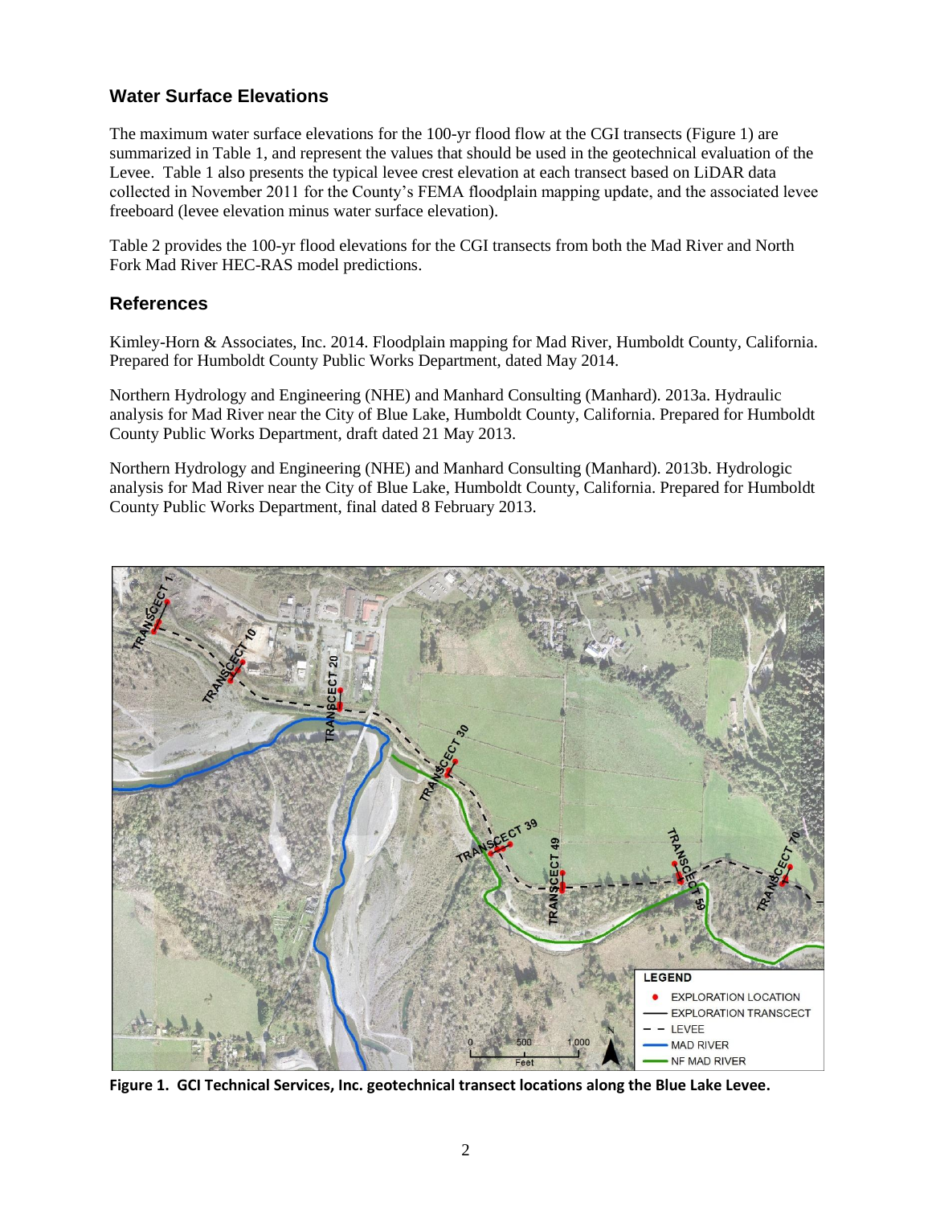## Water Surface Elevations

The maximum water surface elevations for the 100-yr flood flow at the CGI transects (Figure 1) are summarized in Table 1, and represent the values that should be used in the geotechnical evaluation of the Levee. Table 1 also presents the typical levee crest elevation at each transect based on LiDAR data collected in November 2011 for the County's FEMA floodplain mapping update, and the associated levee freeboard (levee elevation minus water surface elevation).

Table 2 provides the 100-yr flood elevations for the CGI transects from both the Mad River and North Fork Mad River HEC-RAS model predictions.

## References

Kimley-Horn & Associates, Inc. 2014. Floodplain mapping for Mad River, Humboldt County, California. Prepared for Humboldt County Public Works Department, dated May 2014.

Northern Hydrology and Engineering (NHE) and Manhard Consulting (Manhard). 2013a. Hydraulic analysis for Mad River near the City of Blue Lake, Humboldt County, California. Prepared for Humboldt County Public Works Department, draft dated 21 May 2013.

Northern Hydrology and Engineering (NHE) and Manhard Consulting (Manhard). 2013b. Hydrologic analysis for Mad River near the City of Blue Lake, Humboldt County, California. Prepared for Humboldt County Public Works Department, final dated 8 February 2013.

**Figure 1. GCI Technical Services, Inc. geotechnical transect locations along the Blue Lake Levee.**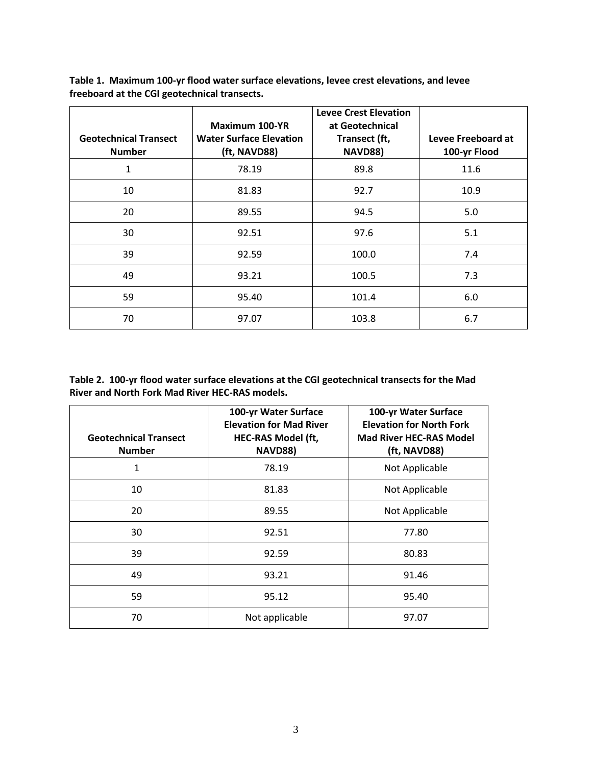**Table 1. Maximum 100-yr flood water surface elevations, levee crest elevations, and levee freeboard at the CGI geotechnical transects.**

| Geotechnical Transect Number | Maximum 100-YR Water Surface Elevation (ft, NAVD88) | Levee Crest Elevation at Geotechnical Transect (ft, NAVD88) | Levee Freeboard at 100-yr Flood |
|---|---|---|---|
| 1 | 78.19 | 89.8 | 11.6 |
| 10 | 81.83 | 92.7 | 10.9 |
| 20 | 89.55 | 94.5 | 5.0 |
| 30 | 92.51 | 97.6 | 5.1 |
| 39 | 92.59 | 100.0 | 7.4 |
| 49 | 93.21 | 100.5 | 7.3 |
| 59 | 95.40 | 101.4 | 6.0 |
| 70 | 97.07 | 103.8 | 6.7 |

**Table 2. 100-yr flood water surface elevations at the CGI geotechnical transects for the Mad River and North Fork Mad River HEC-RAS models.**

| Geotechnical Transect Number | 100-yr Water Surface Elevation for Mad River HEC-RAS Model (ft, NAVD88) | 100-yr Water Surface Elevation for North Fork Mad River HEC-RAS Model (ft, NAVD88) |
|---|---|---|
| 1 | 78.19 | Not Applicable |
| 10 | 81.83 | Not Applicable |
| 20 | 89.55 | Not Applicable |
| 30 | 92.51 | 77.80 |
| 39 | 92.59 | 80.83 |
| 49 | 93.21 | 91.46 |
| 59 | 95.12 | 95.40 |
| 70 | Not applicable | 97.07 |